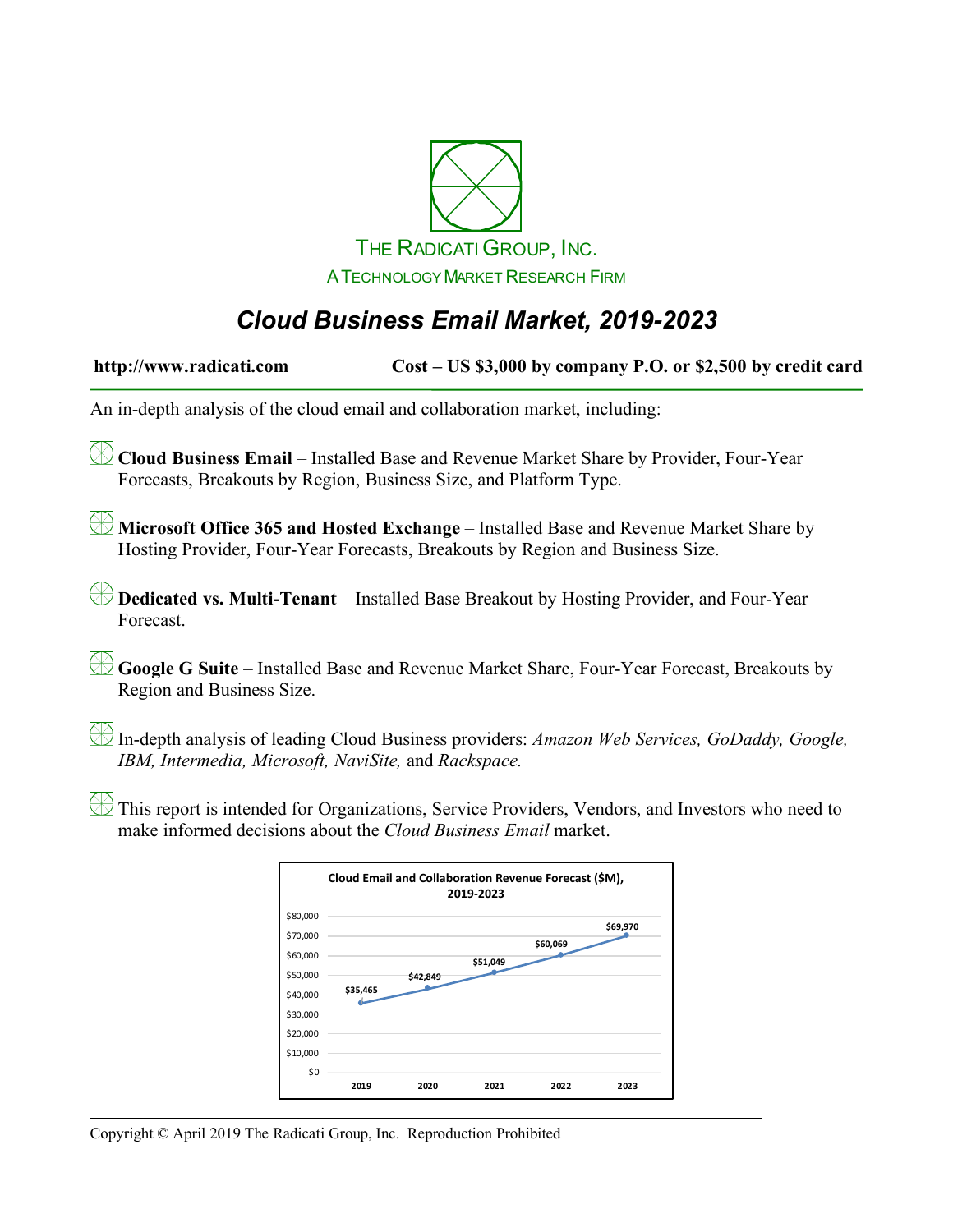THE RADICATI GROUP, INC.

A TECHNOLOGY MARKET RESEARCH FIRM

# *Cloud Business Email Market, 2019-2023*

**http://www.radicati.com** **Cost – US $3,000 by company P.O. or $2,500 by credit card**

An in-depth analysis of the cloud email and collaboration market, including:

- **Cloud Business Email** – Installed Base and Revenue Market Share by Provider, Four-Year Forecasts, Breakouts by Region, Business Size, and Platform Type.

- **Microsoft Office 365 and Hosted Exchange** – Installed Base and Revenue Market Share by Hosting Provider, Four-Year Forecasts, Breakouts by Region and Business Size.

- **Dedicated vs. Multi-Tenant** – Installed Base Breakout by Hosting Provider, and Four-Year Forecast.

- **Google G Suite** – Installed Base and Revenue Market Share, Four-Year Forecast, Breakouts by Region and Business Size.

- In-depth analysis of leading Cloud Business providers: *Amazon Web Services, GoDaddy, Google, IBM, Intermedia, Microsoft, NaviSite,* and *Rackspace.*

- This report is intended for Organizations, Service Providers, Vendors, and Investors who need to make informed decisions about the *Cloud Business Email* market.

**Cloud Email and Collaboration Revenue Forecast ($M), 2019-2023**

| Year | Revenue ($M) |
|---|---|
| 2019 | $35,465 |
| 2020 | $42,849 |
| 2021 | $51,049 |
| 2022 | $60,069 |
| 2023 | $69,970 |

Copyright © April 2019 The Radicati Group, Inc. Reproduction Prohibited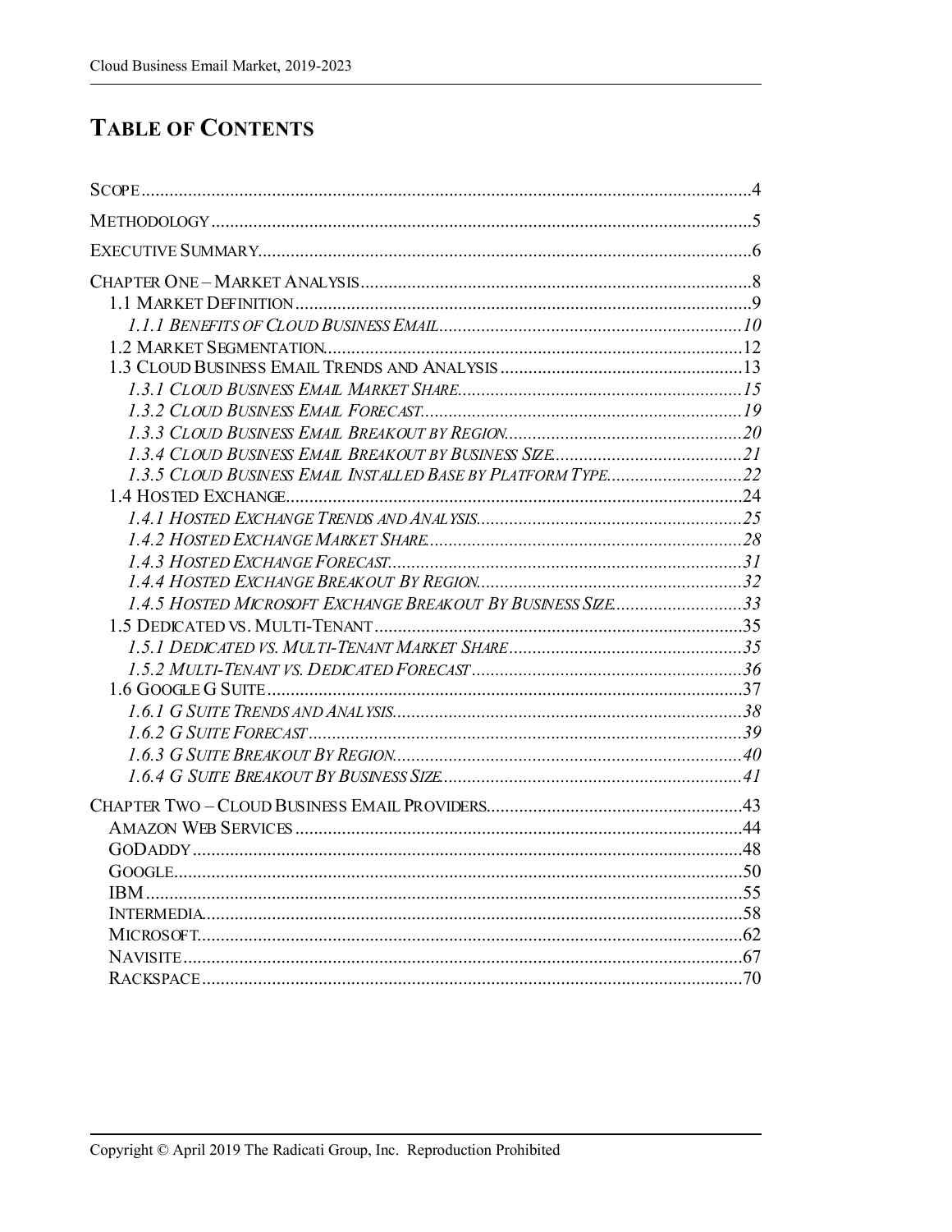# TABLE OF CONTENTS

SCOPE ........................................................................................................................ 4

METHODOLOGY .......................................................................................................... 5

EXECUTIVE SUMMARY ................................................................................................ 6

CHAPTER ONE – MARKET ANALYSIS ........................................................................... 8
- 1.1 MARKET DEFINITION ......................................................................................... 9
  - *1.1.1 BENEFITS OF CLOUD BUSINESS EMAIL* ....................................................... *10*
- 1.2 MARKET SEGMENTATION ................................................................................... 12
- 1.3 CLOUD BUSINESS EMAIL TRENDS AND ANALYSIS ............................................. 13
  - *1.3.1 CLOUD BUSINESS EMAIL MARKET SHARE* ................................................... *15*
  - *1.3.2 CLOUD BUSINESS EMAIL FORECAST* ........................................................... *19*
  - *1.3.3 CLOUD BUSINESS EMAIL BREAKOUT BY REGION* ......................................... *20*
  - *1.3.4 CLOUD BUSINESS EMAIL BREAKOUT BY BUSINESS SIZE* ............................... *21*
  - *1.3.5 CLOUD BUSINESS EMAIL INSTALLED BASE BY PLATFORM TYPE* ................... *22*
- 1.4 HOSTED EXCHANGE ........................................................................................... 24
  - *1.4.1 HOSTED EXCHANGE TRENDS AND ANALYSIS* ............................................... *25*
  - *1.4.2 HOSTED EXCHANGE MARKET SHARE* ........................................................... *28*
  - *1.4.3 HOSTED EXCHANGE FORECAST* .................................................................. *31*
  - *1.4.4 HOSTED EXCHANGE BREAKOUT BY REGION* ................................................ *32*
  - *1.4.5 HOSTED MICROSOFT EXCHANGE BREAKOUT BY BUSINESS SIZE* .................. *33*
- 1.5 DEDICATED VS. MULTI-TENANT .......................................................................... 35
  - *1.5.1 DEDICATED VS. MULTI-TENANT MARKET SHARE* ......................................... *35*
  - *1.5.2 MULTI-TENANT VS. DEDICATED FORECAST* ................................................. *36*
- 1.6 GOOGLE G SUITE ............................................................................................... 37
  - *1.6.1 G SUITE TRENDS AND ANALYSIS* ................................................................. *38*
  - *1.6.2 G SUITE FORECAST* ................................................................................... *39*
  - *1.6.3 G SUITE BREAKOUT BY REGION* .................................................................. *40*
  - *1.6.4 G SUITE BREAKOUT BY BUSINESS SIZE* ....................................................... *41*

CHAPTER TWO – CLOUD BUSINESS EMAIL PROVIDERS ................................................ 43
- AMAZON WEB SERVICES ......................................................................................... 44
- GODADDY ............................................................................................................... 48
- GOOGLE .................................................................................................................. 50
- IBM ........................................................................................................................ 55
- INTERMEDIA ........................................................................................................... 58
- MICROSOFT ............................................................................................................ 62
- NAVISITE ................................................................................................................ 67
- RACKSPACE ............................................................................................................ 70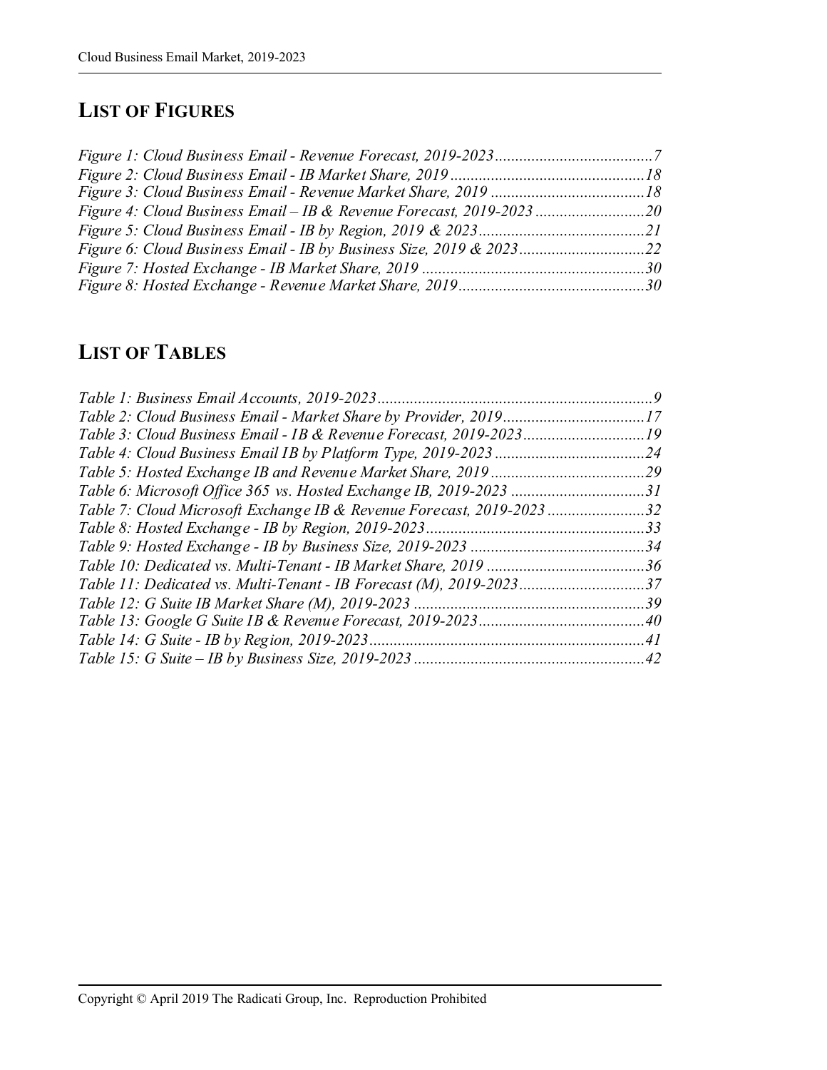## LIST OF FIGURES

*Figure 1: Cloud Business Email - Revenue Forecast, 2019-2023 .......................................7*
*Figure 2: Cloud Business Email - IB Market Share, 2019 ................................................18*
*Figure 3: Cloud Business Email - Revenue Market Share, 2019 ......................................18*
*Figure 4: Cloud Business Email – IB & Revenue Forecast, 2019-2023 ...........................20*
*Figure 5: Cloud Business Email - IB by Region, 2019 & 2023.........................................21*
*Figure 6: Cloud Business Email - IB by Business Size, 2019 & 2023...............................22*
*Figure 7: Hosted Exchange - IB Market Share, 2019 .......................................................30*
*Figure 8: Hosted Exchange - Revenue Market Share, 2019..............................................30*

## LIST OF TABLES

*Table 1: Business Email Accounts, 2019-2023....................................................................9*
*Table 2: Cloud Business Email - Market Share by Provider, 2019...................................17*
*Table 3: Cloud Business Email - IB & Revenue Forecast, 2019-2023..............................19*
*Table 4: Cloud Business Email IB by Platform Type, 2019-2023 .....................................24*
*Table 5: Hosted Exchange IB and Revenue Market Share, 2019 ......................................29*
*Table 6: Microsoft Office 365 vs. Hosted Exchange IB, 2019-2023 .................................31*
*Table 7: Cloud Microsoft Exchange IB & Revenue Forecast, 2019-2023 ........................32*
*Table 8: Hosted Exchange - IB by Region, 2019-2023......................................................33*
*Table 9: Hosted Exchange - IB by Business Size, 2019-2023 ...........................................34*
*Table 10: Dedicated vs. Multi-Tenant - IB Market Share, 2019 .......................................36*
*Table 11: Dedicated vs. Multi-Tenant - IB Forecast (M), 2019-2023...............................37*
*Table 12: G Suite IB Market Share (M), 2019-2023 .........................................................39*
*Table 13: Google G Suite IB & Revenue Forecast, 2019-2023.........................................40*
*Table 14: G Suite - IB by Region, 2019-2023....................................................................41*
*Table 15: G Suite – IB by Business Size, 2019-2023 .........................................................42*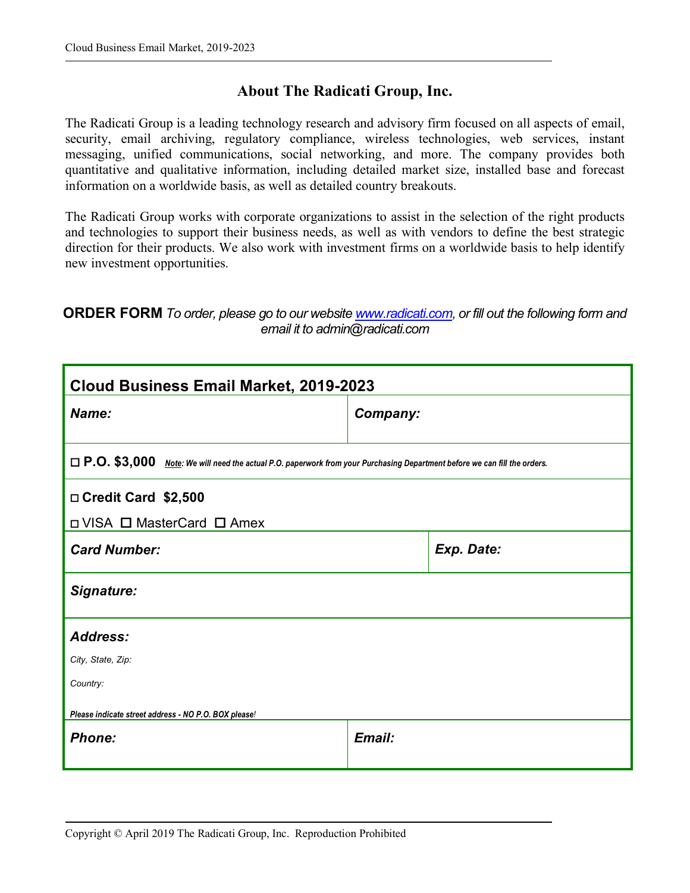## About The Radicati Group, Inc.

The Radicati Group is a leading technology research and advisory firm focused on all aspects of email, security, email archiving, regulatory compliance, wireless technologies, web services, instant messaging, unified communications, social networking, and more. The company provides both quantitative and qualitative information, including detailed market size, installed base and forecast information on a worldwide basis, as well as detailed country breakouts.

The Radicati Group works with corporate organizations to assist in the selection of the right products and technologies to support their business needs, as well as with vendors to define the best strategic direction for their products. We also work with investment firms on a worldwide basis to help identify new investment opportunities.

**ORDER FORM** *To order, please go to our website [www.radicati.com](http://www.radicati.com), or fill out the following form and email it to admin@radicati.com*

| **Cloud Business Email Market, 2019-2023** | |
|---|---|
| ***Name:*** | ***Company:*** |
| ☐ **P.O. $3,000** ***Note: We will need the actual P.O. paperwork from your Purchasing Department before we can fill the orders.*** | |
| ☐ **Credit Card $2,500**<br>☐ VISA ☐ MasterCard ☐ Amex | |
| ***Card Number:*** | ***Exp. Date:*** |
| ***Signature:*** | |
| ***Address:***<br>*City, State, Zip:*<br>*Country:*<br>***Please indicate street address - NO P.O. BOX please!*** | |
| ***Phone:*** | ***Email:*** |